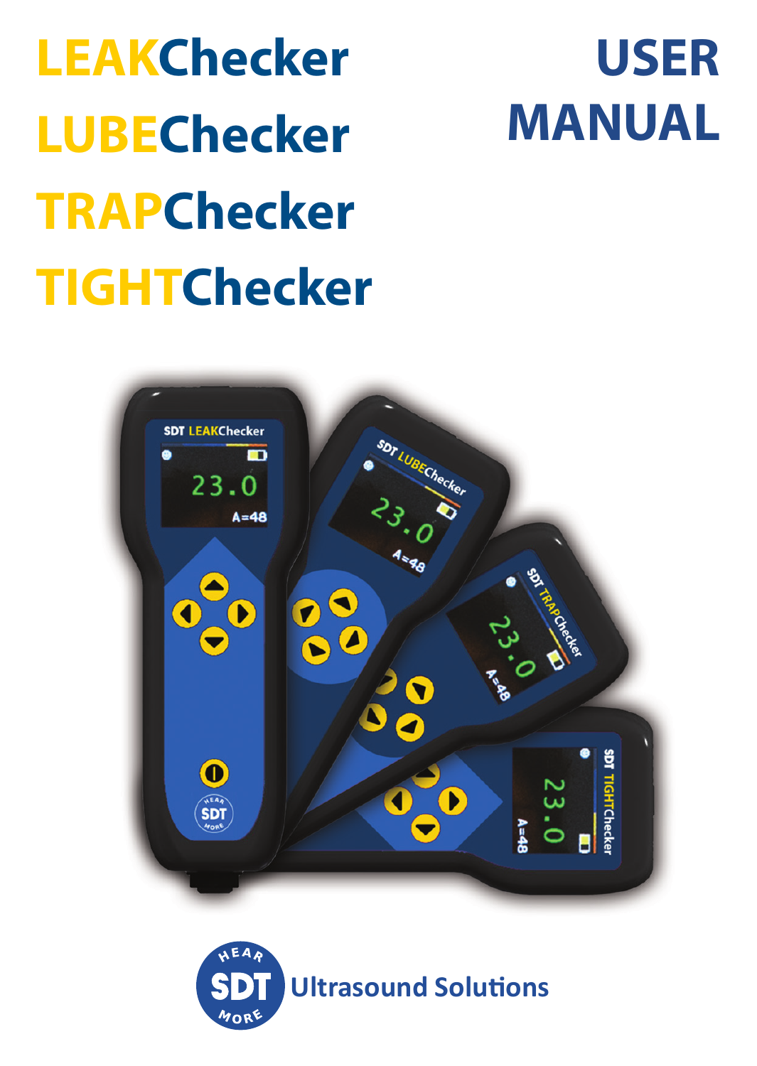# LEAKChecker

# LUBEChecker

# TRAPChecker

# TIGHTChecker

# USER MANUAL

SDT Ultrasound Solutions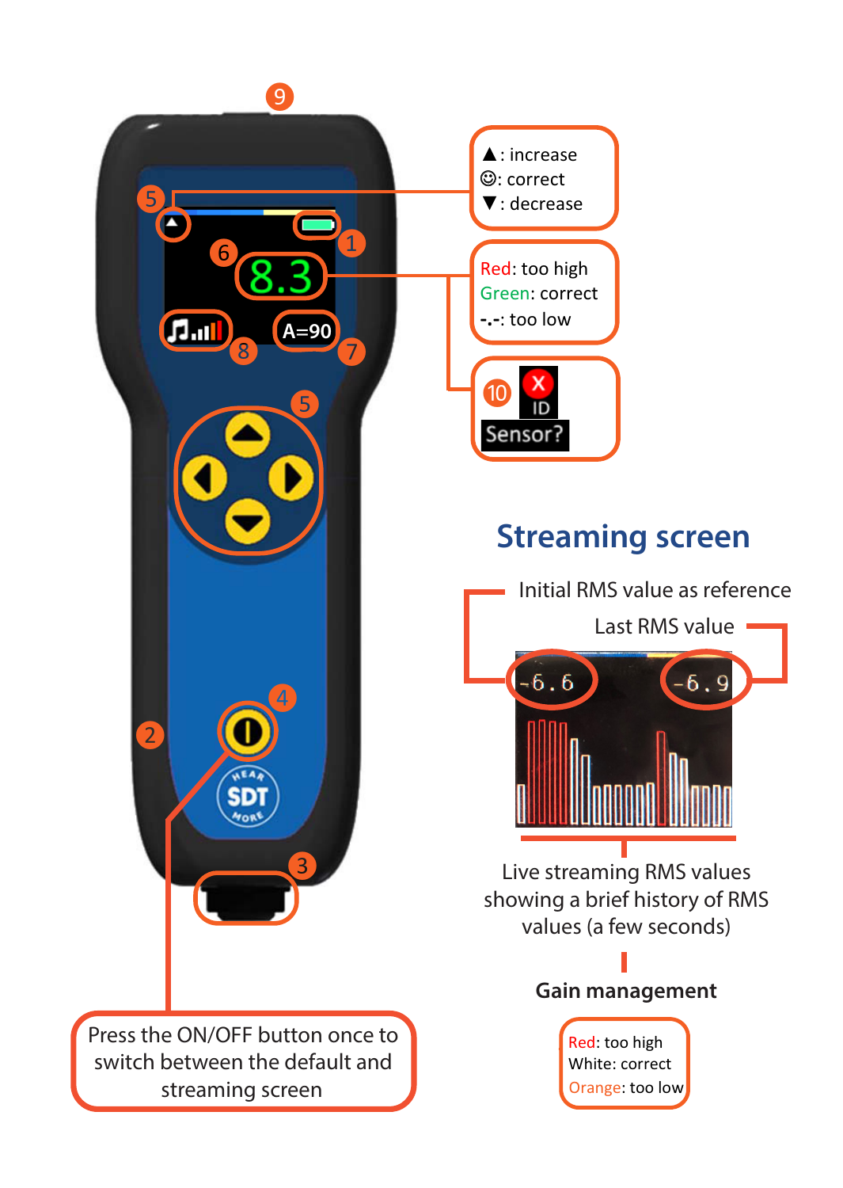▲: increase
☺: correct
▼: decrease

Red: too high
Green: correct
-.-: too low

10 Sensor?

Press the ON/OFF button once to switch between the default and streaming screen

## Streaming screen

Initial RMS value as reference

Last RMS value

Live streaming RMS values showing a brief history of RMS values (a few seconds)

**Gain management**

Red: too high
White: correct
Orange: too low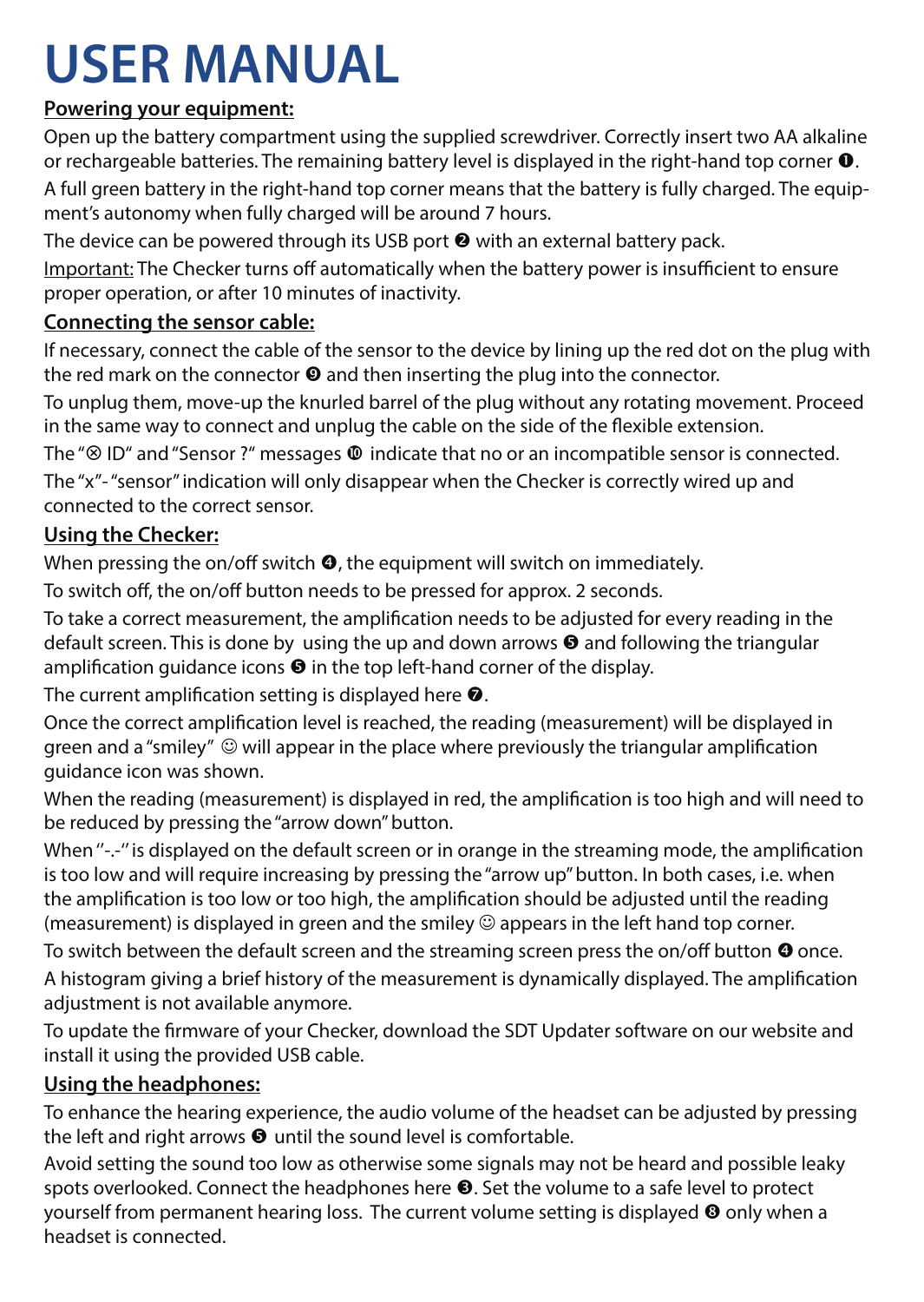# USER MANUAL

## Powering your equipment:

Open up the battery compartment using the supplied screwdriver. Correctly insert two AA alkaline or rechargeable batteries. The remaining battery level is displayed in the right-hand top corner ❶.

A full green battery in the right-hand top corner means that the battery is fully charged. The equipment's autonomy when fully charged will be around 7 hours.

The device can be powered through its USB port ❷ with an external battery pack.

Important: The Checker turns off automatically when the battery power is insufficient to ensure proper operation, or after 10 minutes of inactivity.

## Connecting the sensor cable:

If necessary, connect the cable of the sensor to the device by lining up the red dot on the plug with the red mark on the connector ❾ and then inserting the plug into the connector.

To unplug them, move-up the knurled barrel of the plug without any rotating movement. Proceed in the same way to connect and unplug the cable on the side of the flexible extension.

The "⊗ ID" and "Sensor ?" messages ❿ indicate that no or an incompatible sensor is connected.

The "x"- "sensor" indication will only disappear when the Checker is correctly wired up and connected to the correct sensor.

## Using the Checker:

When pressing the on/off switch ❹, the equipment will switch on immediately.

To switch off, the on/off button needs to be pressed for approx. 2 seconds.

To take a correct measurement, the amplification needs to be adjusted for every reading in the default screen. This is done by using the up and down arrows ❺ and following the triangular amplification guidance icons ❺ in the top left-hand corner of the display.

The current amplification setting is displayed here ❼.

Once the correct amplification level is reached, the reading (measurement) will be displayed in green and a "smiley" ☺ will appear in the place where previously the triangular amplification guidance icon was shown.

When the reading (measurement) is displayed in red, the amplification is too high and will need to be reduced by pressing the "arrow down" button.

When "-.-" is displayed on the default screen or in orange in the streaming mode, the amplification is too low and will require increasing by pressing the "arrow up" button. In both cases, i.e. when the amplification is too low or too high, the amplification should be adjusted until the reading (measurement) is displayed in green and the smiley ☺ appears in the left hand top corner.

To switch between the default screen and the streaming screen press the on/off button ❹ once.

A histogram giving a brief history of the measurement is dynamically displayed. The amplification adjustment is not available anymore.

To update the firmware of your Checker, download the SDT Updater software on our website and install it using the provided USB cable.

## Using the headphones:

To enhance the hearing experience, the audio volume of the headset can be adjusted by pressing the left and right arrows ❺ until the sound level is comfortable.

Avoid setting the sound too low as otherwise some signals may not be heard and possible leaky spots overlooked. Connect the headphones here ❸. Set the volume to a safe level to protect yourself from permanent hearing loss. The current volume setting is displayed ❽ only when a headset is connected.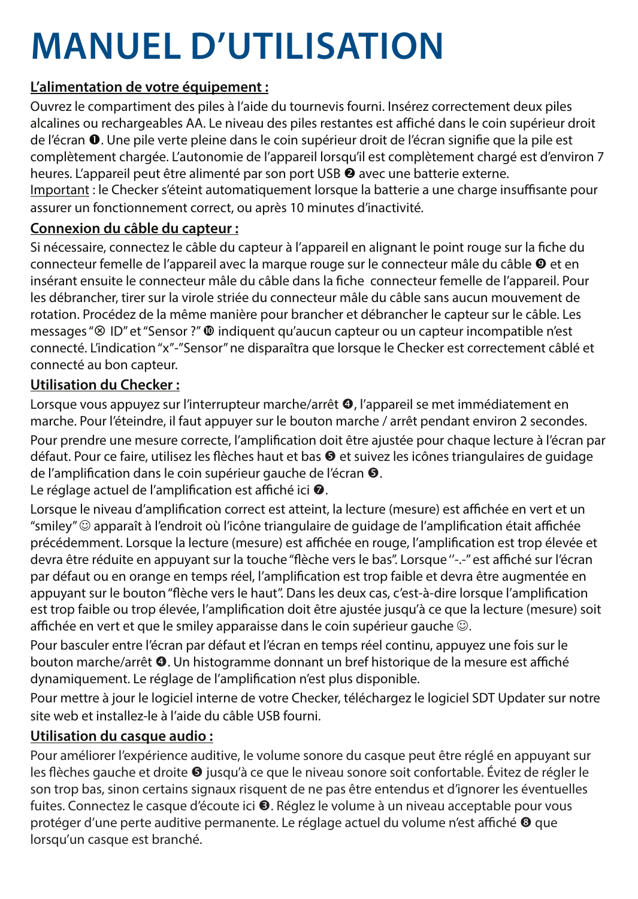# MANUEL D'UTILISATION

**<u>L'alimentation de votre équipement :</u>**

Ouvrez le compartiment des piles à l'aide du tournevis fourni. Insérez correctement deux piles alcalines ou rechargeables AA. Le niveau des piles restantes est affiché dans le coin supérieur droit de l'écran ❶. Une pile verte pleine dans le coin supérieur droit de l'écran signifie que la pile est complètement chargée. L'autonomie de l'appareil lorsqu'il est complètement chargé est d'environ 7 heures. L'appareil peut être alimenté par son port USB ❷ avec une batterie externe.
<u>Important</u> : le Checker s'éteint automatiquement lorsque la batterie a une charge insuffisante pour assurer un fonctionnement correct, ou après 10 minutes d'inactivité.

**<u>Connexion du câble du capteur :</u>**

Si nécessaire, connectez le câble du capteur à l'appareil en alignant le point rouge sur la fiche du connecteur femelle de l'appareil avec la marque rouge sur le connecteur mâle du câble ❾ et en insérant ensuite le connecteur mâle du câble dans la fiche  connecteur femelle de l'appareil. Pour les débrancher, tirer sur la virole striée du connecteur mâle du câble sans aucun mouvement de rotation. Procédez de la même manière pour brancher et débrancher le capteur sur le câble. Les messages "⊗ ID" et "Sensor ?" ❿ indiquent qu'aucun capteur ou un capteur incompatible n'est connecté. L'indication "x"-"Sensor" ne disparaîtra que lorsque le Checker est correctement câblé et connecté au bon capteur.

**<u>Utilisation du Checker :</u>**

Lorsque vous appuyez sur l'interrupteur marche/arrêt ❹, l'appareil se met immédiatement en marche. Pour l'éteindre, il faut appuyer sur le bouton marche / arrêt pendant environ 2 secondes.

Pour prendre une mesure correcte, l'amplification doit être ajustée pour chaque lecture à l'écran par défaut. Pour ce faire, utilisez les flèches haut et bas ❺ et suivez les icônes triangulaires de guidage de l'amplification dans le coin supérieur gauche de l'écran ❻.
Le réglage actuel de l'amplification est affiché ici ❼.

Lorsque le niveau d'amplification correct est atteint, la lecture (mesure) est affichée en vert et un "smiley" ☺ apparaît à l'endroit où l'icône triangulaire de guidage de l'amplification était affichée précédemment. Lorsque la lecture (mesure) est affichée en rouge, l'amplification est trop élevée et devra être réduite en appuyant sur la touche "flèche vers le bas". Lorsque ''-.-" est affiché sur l'écran par défaut ou en orange en temps réel, l'amplification est trop faible et devra être augmentée en appuyant sur le bouton "flèche vers le haut". Dans les deux cas, c'est-à-dire lorsque l'amplification est trop faible ou trop élevée, l'amplification doit être ajustée jusqu'à ce que la lecture (mesure) soit affichée en vert et que le smiley apparaisse dans le coin supérieur gauche ☺.

Pour basculer entre l'écran par défaut et l'écran en temps réel continu, appuyez une fois sur le bouton marche/arrêt ❹. Un histogramme donnant un bref historique de la mesure est affiché dynamiquement. Le réglage de l'amplification n'est plus disponible.

Pour mettre à jour le logiciel interne de votre Checker, téléchargez le logiciel SDT Updater sur notre site web et installez-le à l'aide du câble USB fourni.

**<u>Utilisation du casque audio :</u>**

Pour améliorer l'expérience auditive, le volume sonore du casque peut être réglé en appuyant sur les flèches gauche et droite ❺ jusqu'à ce que le niveau sonore soit confortable. Évitez de régler le son trop bas, sinon certains signaux risquent de ne pas être entendus et d'ignorer les éventuelles fuites. Connectez le casque d'écoute ici ❸. Réglez le volume à un niveau acceptable pour vous protéger d'une perte auditive permanente. Le réglage actuel du volume n'est affiché ❽ que lorsqu'un casque est branché.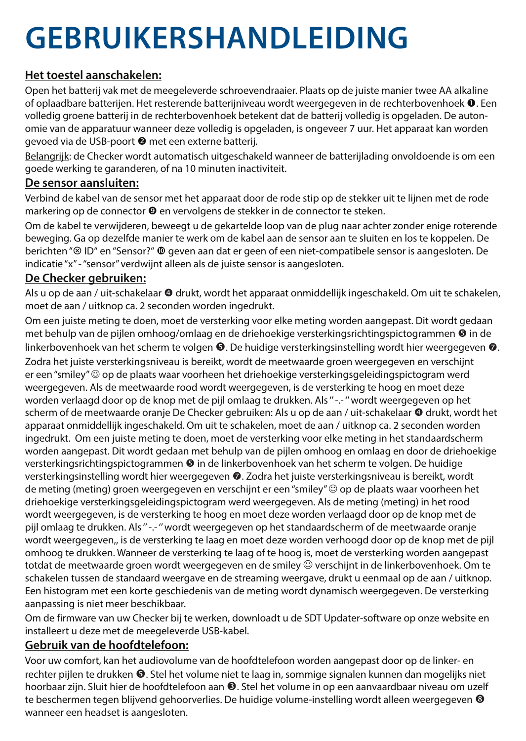# GEBRUIKERSHANDLEIDING

**Het toestel aanschakelen:**

Open het batterij vak met de meegeleverde schroevendraaier. Plaats op de juiste manier twee AA alkaline of oplaadbare batterijen. Het resterende batterijniveau wordt weergegeven in de rechterbovenhoek ❶. Een volledig groene batterij in de rechterbovenhoek betekent dat de batterij volledig is opgeladen. De autonomie van de apparatuur wanneer deze volledig is opgeladen, is ongeveer 7 uur. Het apparaat kan worden gevoed via de USB-poort ❷ met een externe batterij.

Belangrijk: de Checker wordt automatisch uitgeschakeld wanneer de batterijlading onvoldoende is om een goede werking te garanderen, of na 10 minuten inactiviteit.

**De sensor aansluiten:**

Verbind de kabel van de sensor met het apparaat door de rode stip op de stekker uit te lijnen met de rode markering op de connector ❾ en vervolgens de stekker in de connector te steken.

Om de kabel te verwijderen, beweegt u de gekartelde loop van de plug naar achter zonder enige roterende beweging. Ga op dezelfde manier te werk om de kabel aan de sensor aan te sluiten en los te koppelen. De berichten "⊗ ID" en "Sensor?" ❿ geven aan dat er geen of een niet-compatibele sensor is aangesloten. De indicatie "x" - "sensor" verdwijnt alleen als de juiste sensor is aangesloten.

**De Checker gebruiken:**

Als u op de aan / uit-schakelaar ❹ drukt, wordt het apparaat onmiddellijk ingeschakeld. Om uit te schakelen, moet de aan / uitknop ca. 2 seconden worden ingedrukt.

Om een juiste meting te doen, moet de versterking voor elke meting worden aangepast. Dit wordt gedaan met behulp van de pijlen omhoog/omlaag en de driehoekige versterkingsrichtingspictogrammen ❺ in de linkerbovenhoek van het scherm te volgen ❺. De huidige versterkingsinstelling wordt hier weergegeven ❼. Zodra het juiste versterkingsniveau is bereikt, wordt de meetwaarde groen weergegeven en verschijnt er een "smiley" ☺ op de plaats waar voorheen het driehoekige versterkingsgeleidingspictogram werd weergegeven. Als de meetwaarde rood wordt weergegeven, is de versterking te hoog en moet deze worden verlaagd door op de knop met de pijl omlaag te drukken. Als " -.- " wordt weergegeven op het scherm of de meetwaarde oranje De Checker gebruiken: Als u op de aan / uit-schakelaar ❹ drukt, wordt het apparaat onmiddellijk ingeschakeld. Om uit te schakelen, moet de aan / uitknop ca. 2 seconden worden ingedrukt. Om een juiste meting te doen, moet de versterking voor elke meting in het standaardscherm worden aangepast. Dit wordt gedaan met behulp van de pijlen omhoog en omlaag en door de driehoekige versterkingsrichtingspictogrammen ❺ in de linkerbovenhoek van het scherm te volgen. De huidige versterkingsinstelling wordt hier weergegeven ❼. Zodra het juiste versterkingsniveau is bereikt, wordt de meting (meting) groen weergegeven en verschijnt er een "smiley" ☺ op de plaats waar voorheen het driehoekige versterkingsgeleidingspictogram werd weergegeven. Als de meting (meting) in het rood wordt weergegeven, is de versterking te hoog en moet deze worden verlaagd door op de knop met de pijl omlaag te drukken. Als " -.- " wordt weergegeven op het standaardscherm of de meetwaarde oranje wordt weergegeven,, is de versterking te laag en moet deze worden verhoogd door op de knop met de pijl omhoog te drukken. Wanneer de versterking te laag of te hoog is, moet de versterking worden aangepast totdat de meetwaarde groen wordt weergegeven en de smiley ☺ verschijnt in de linkerbovenhoek. Om te schakelen tussen de standaard weergave en de streaming weergave, drukt u eenmaal op de aan / uitknop. Een histogram met een korte geschiedenis van de meting wordt dynamisch weergegeven. De versterking aanpassing is niet meer beschikbaar.

Om de firmware van uw Checker bij te werken, downloadt u de SDT Updater-software op onze website en installeert u deze met de meegeleverde USB-kabel.

**Gebruik van de hoofdtelefoon:**

Voor uw comfort, kan het audiovolume van de hoofdtelefoon worden aangepast door op de linker- en rechter pijlen te drukken ❺. Stel het volume niet te laag in, sommige signalen kunnen dan mogelijks niet hoorbaar zijn. Sluit hier de hoofdtelefoon aan ❸. Stel het volume in op een aanvaardbaar niveau om uzelf te beschermen tegen blijvend gehoorverlies. De huidige volume-instelling wordt alleen weergegeven ❽ wanneer een headset is aangesloten.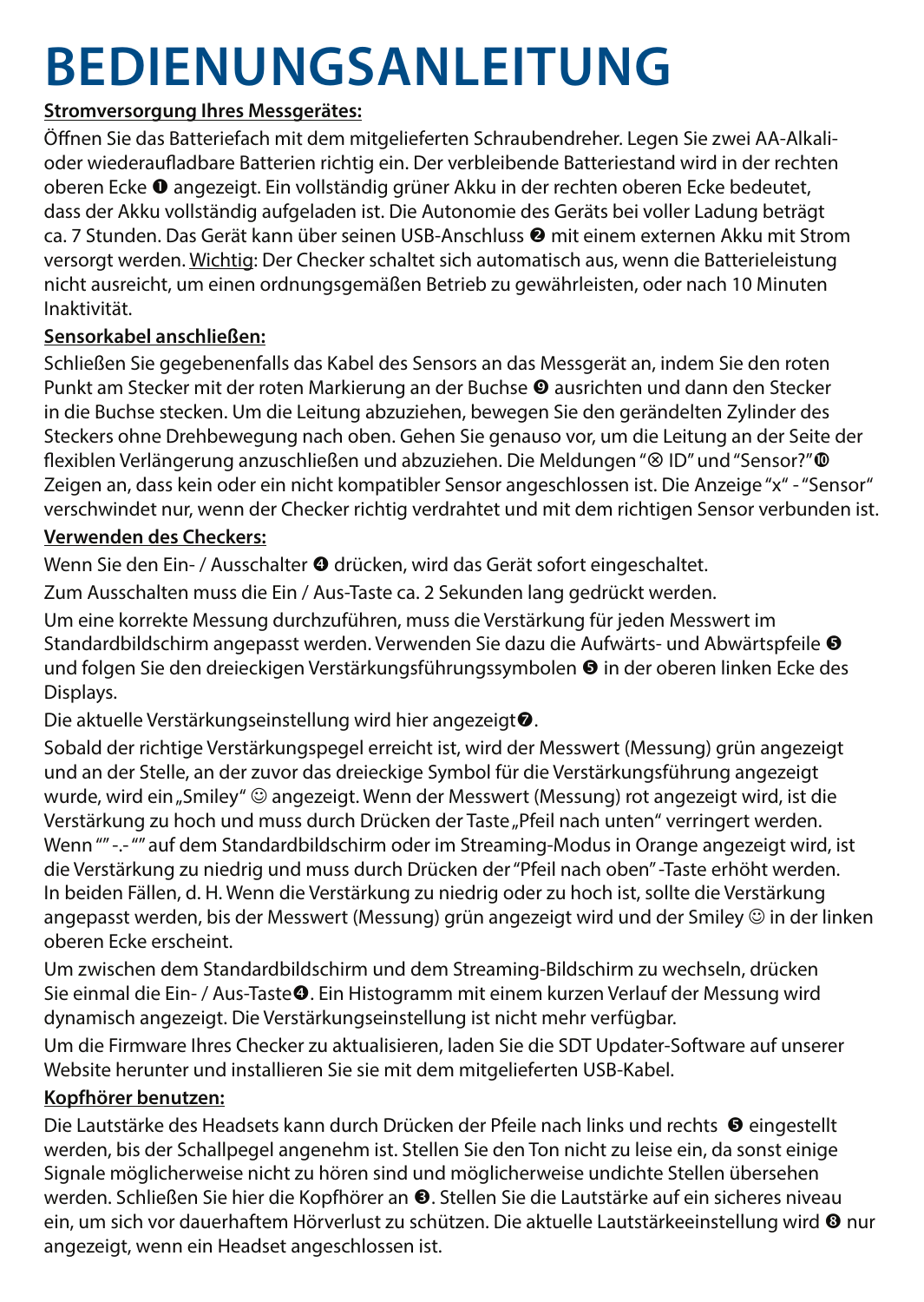# BEDIENUNGSANLEITUNG

**Stromversorgung Ihres Messgerätes:**

Öffnen Sie das Batteriefach mit dem mitgelieferten Schraubendreher. Legen Sie zwei AA-Alkali- oder wiederaufladbare Batterien richtig ein. Der verbleibende Batteriestand wird in der rechten oberen Ecke ❶ angezeigt. Ein vollständig grüner Akku in der rechten oberen Ecke bedeutet, dass der Akku vollständig aufgeladen ist. Die Autonomie des Geräts bei voller Ladung beträgt ca. 7 Stunden. Das Gerät kann über seinen USB-Anschluss ❷ mit einem externen Akku mit Strom versorgt werden. Wichtig: Der Checker schaltet sich automatisch aus, wenn die Batterieleistung nicht ausreicht, um einen ordnungsgemäßen Betrieb zu gewährleisten, oder nach 10 Minuten Inaktivität.

**Sensorkabel anschließen:**

Schließen Sie gegebenenfalls das Kabel des Sensors an das Messgerät an, indem Sie den roten Punkt am Stecker mit der roten Markierung an der Buchse ❾ ausrichten und dann den Stecker in die Buchse stecken. Um die Leitung abzuziehen, bewegen Sie den gerändelten Zylinder des Steckers ohne Drehbewegung nach oben. Gehen Sie genauso vor, um die Leitung an der Seite der flexiblen Verlängerung anzuschließen und abzuziehen. Die Meldungen "⊗ ID" und "Sensor?" ❿ Zeigen an, dass kein oder ein nicht kompatibler Sensor angeschlossen ist. Die Anzeige "x" - "Sensor" verschwindet nur, wenn der Checker richtig verdrahtet und mit dem richtigen Sensor verbunden ist.

**Verwenden des Checkers:**

Wenn Sie den Ein- / Ausschalter ❹ drücken, wird das Gerät sofort eingeschaltet.

Zum Ausschalten muss die Ein / Aus-Taste ca. 2 Sekunden lang gedrückt werden.

Um eine korrekte Messung durchzuführen, muss die Verstärkung für jeden Messwert im Standardbildschirm angepasst werden. Verwenden Sie dazu die Aufwärts- und Abwärtspfeile ❺ und folgen Sie den dreieckigen Verstärkungsführungssymbolen ❺ in der oberen linken Ecke des Displays.

Die aktuelle Verstärkungseinstellung wird hier angezeigt❼.

Sobald der richtige Verstärkungspegel erreicht ist, wird der Messwert (Messung) grün angezeigt und an der Stelle, an der zuvor das dreieckige Symbol für die Verstärkungsführung angezeigt wurde, wird ein „Smiley" ☺ angezeigt. Wenn der Messwert (Messung) rot angezeigt wird, ist die Verstärkung zu hoch und muss durch Drücken der Taste „Pfeil nach unten" verringert werden. Wenn "" -.- "" auf dem Standardbildschirm oder im Streaming-Modus in Orange angezeigt wird, ist die Verstärkung zu niedrig und muss durch Drücken der "Pfeil nach oben" -Taste erhöht werden. In beiden Fällen, d. H. Wenn die Verstärkung zu niedrig oder zu hoch ist, sollte die Verstärkung angepasst werden, bis der Messwert (Messung) grün angezeigt wird und der Smiley ☺ in der linken oberen Ecke erscheint.

Um zwischen dem Standardbildschirm und dem Streaming-Bildschirm zu wechseln, drücken Sie einmal die Ein- / Aus-Taste❹. Ein Histogramm mit einem kurzen Verlauf der Messung wird dynamisch angezeigt. Die Verstärkungseinstellung ist nicht mehr verfügbar.

Um die Firmware Ihres Checker zu aktualisieren, laden Sie die SDT Updater-Software auf unserer Website herunter und installieren Sie sie mit dem mitgelieferten USB-Kabel.

**Kopfhörer benutzen:**

Die Lautstärke des Headsets kann durch Drücken der Pfeile nach links und rechts ❺ eingestellt werden, bis der Schallpegel angenehm ist. Stellen Sie den Ton nicht zu leise ein, da sonst einige Signale möglicherweise nicht zu hören sind und möglicherweise undichte Stellen übersehen werden. Schließen Sie hier die Kopfhörer an ❸. Stellen Sie die Lautstärke auf ein sicheres niveau ein, um sich vor dauerhaftem Hörverlust zu schützen. Die aktuelle Lautstärkeeinstellung wird ❽ nur angezeigt, wenn ein Headset angeschlossen ist.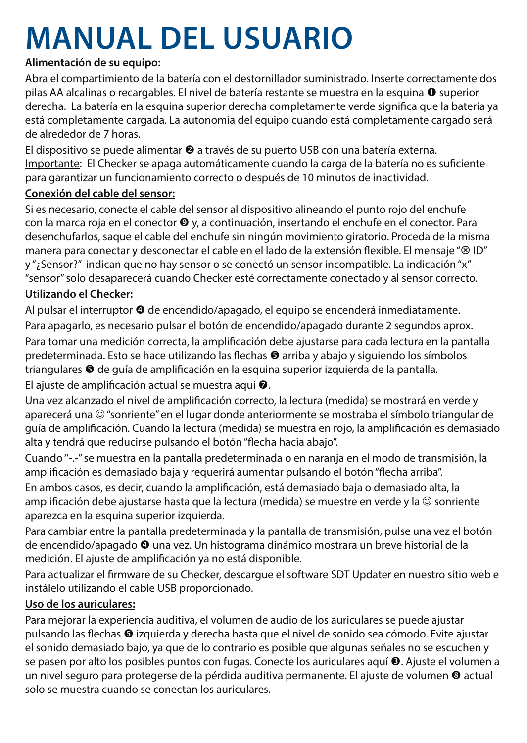# MANUAL DEL USUARIO

**Alimentación de su equipo:**

Abra el compartimiento de la batería con el destornillador suministrado. Inserte correctamente dos pilas AA alcalinas o recargables. El nivel de batería restante se muestra en la esquina ❶ superior derecha.  La batería en la esquina superior derecha completamente verde significa que la batería ya está completamente cargada. La autonomía del equipo cuando está completamente cargado será de alrededor de 7 horas.

El dispositivo se puede alimentar ❷ a través de su puerto USB con una batería externa.
Importante:  El Checker se apaga automáticamente cuando la carga de la batería no es suficiente para garantizar un funcionamiento correcto o después de 10 minutos de inactividad.

**Conexión del cable del sensor:**

Si es necesario, conecte el cable del sensor al dispositivo alineando el punto rojo del enchufe con la marca roja en el conector ❾ y, a continuación, insertando el enchufe en el conector. Para desenchufarlos, saque el cable del enchufe sin ningún movimiento giratorio. Proceda de la misma manera para conectar y desconectar el cable en el lado de la extensión flexible. El mensaje "⊗ ID" y "¿Sensor?"  indican que no hay sensor o se conectó un sensor incompatible. La indicación "x"- "sensor" solo desaparecerá cuando Checker esté correctamente conectado y al sensor correcto.

**Utilizando el Checker:**

Al pulsar el interruptor ❹ de encendido/apagado, el equipo se encenderá inmediatamente.

Para apagarlo, es necesario pulsar el botón de encendido/apagado durante 2 segundos aprox.

Para tomar una medición correcta, la amplificación debe ajustarse para cada lectura en la pantalla predeterminada. Esto se hace utilizando las flechas ❺ arriba y abajo y siguiendo los símbolos triangulares ❻ de guía de amplificación en la esquina superior izquierda de la pantalla.

El ajuste de amplificación actual se muestra aquí ❼.

Una vez alcanzado el nivel de amplificación correcto, la lectura (medida) se mostrará en verde y aparecerá una ☺ "sonriente" en el lugar donde anteriormente se mostraba el símbolo triangular de guía de amplificación. Cuando la lectura (medida) se muestra en rojo, la amplificación es demasiado alta y tendrá que reducirse pulsando el botón "flecha hacia abajo".

Cuando "-.-" se muestra en la pantalla predeterminada o en naranja en el modo de transmisión, la amplificación es demasiado baja y requerirá aumentar pulsando el botón "flecha arriba".

En ambos casos, es decir, cuando la amplificación, está demasiado baja o demasiado alta, la amplificación debe ajustarse hasta que la lectura (medida) se muestre en verde y la ☺ sonriente aparezca en la esquina superior izquierda.

Para cambiar entre la pantalla predeterminada y la pantalla de transmisión, pulse una vez el botón de encendido/apagado ❹ una vez. Un histograma dinámico mostrara un breve historial de la medición. El ajuste de amplificación ya no está disponible.

Para actualizar el firmware de su Checker, descargue el software SDT Updater en nuestro sitio web e instálelo utilizando el cable USB proporcionado.

**Uso de los auriculares:**

Para mejorar la experiencia auditiva, el volumen de audio de los auriculares se puede ajustar pulsando las flechas ❺ izquierda y derecha hasta que el nivel de sonido sea cómodo. Evite ajustar el sonido demasiado bajo, ya que de lo contrario es posible que algunas señales no se escuchen y se pasen por alto los posibles puntos con fugas. Conecte los auriculares aquí ❸. Ajuste el volumen a un nivel seguro para protegerse de la pérdida auditiva permanente. El ajuste de volumen ❽ actual solo se muestra cuando se conectan los auriculares.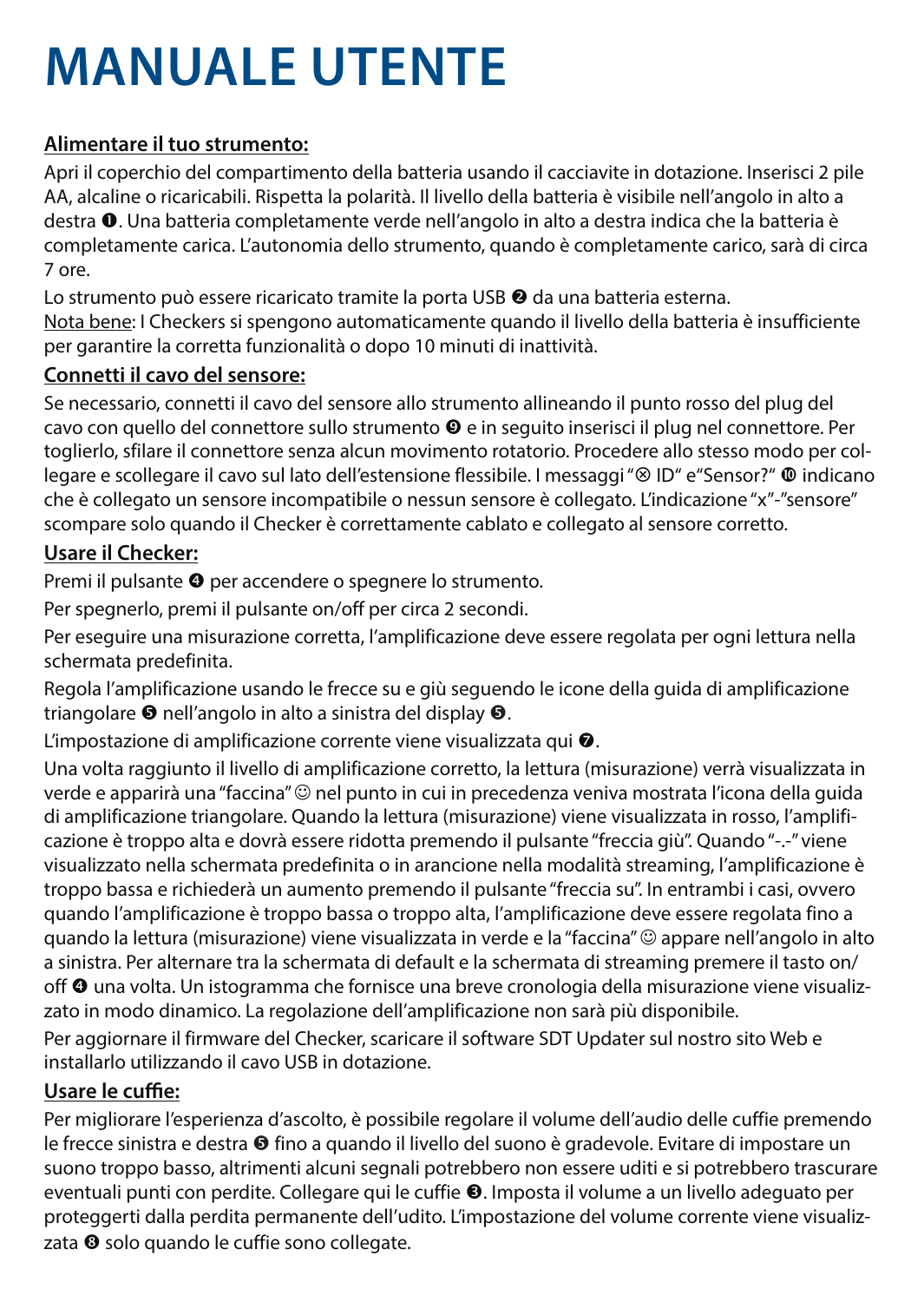# MANUALE UTENTE

**Alimentare il tuo strumento:**

Apri il coperchio del compartimento della batteria usando il cacciavite in dotazione. Inserisci 2 pile AA, alcaline o ricaricabili. Rispetta la polarità. Il livello della batteria è visibile nell'angolo in alto a destra ❶. Una batteria completamente verde nell'angolo in alto a destra indica che la batteria è completamente carica. L'autonomia dello strumento, quando è completamente carico, sarà di circa 7 ore.

Lo strumento può essere ricaricato tramite la porta USB ❷ da una batteria esterna.

Nota bene: I Checkers si spengono automaticamente quando il livello della batteria è insufficiente per garantire la corretta funzionalità o dopo 10 minuti di inattività.

**Connetti il cavo del sensore:**

Se necessario, connetti il cavo del sensore allo strumento allineando il punto rosso del plug del cavo con quello del connettore sullo strumento ❾ e in seguito inserisci il plug nel connettore. Per toglierlo, sfilare il connettore senza alcun movimento rotatorio. Procedere allo stesso modo per collegare e scollegare il cavo sul lato dell'estensione flessibile. I messaggi "⊗ ID" e"Sensor?" ❿ indicano che è collegato un sensore incompatibile o nessun sensore è collegato. L'indicazione "x"-"sensore" scompare solo quando il Checker è correttamente cablato e collegato al sensore corretto.

**Usare il Checker:**

Premi il pulsante ❹ per accendere o spegnere lo strumento.

Per spegnerlo, premi il pulsante on/off per circa 2 secondi.

Per eseguire una misurazione corretta, l'amplificazione deve essere regolata per ogni lettura nella schermata predefinita.

Regola l'amplificazione usando le frecce su e giù seguendo le icone della guida di amplificazione triangolare ❺ nell'angolo in alto a sinistra del display ❺.

L'impostazione di amplificazione corrente viene visualizzata qui ❼.

Una volta raggiunto il livello di amplificazione corretto, la lettura (misurazione) verrà visualizzata in verde e apparirà una "faccina" ☺ nel punto in cui in precedenza veniva mostrata l'icona della guida di amplificazione triangolare. Quando la lettura (misurazione) viene visualizzata in rosso, l'amplificazione è troppo alta e dovrà essere ridotta premendo il pulsante "freccia giù". Quando "-.-" viene visualizzato nella schermata predefinita o in arancione nella modalità streaming, l'amplificazione è troppo bassa e richiederà un aumento premendo il pulsante "freccia su". In entrambi i casi, ovvero quando l'amplificazione è troppo bassa o troppo alta, l'amplificazione deve essere regolata fino a quando la lettura (misurazione) viene visualizzata in verde e la "faccina" ☺ appare nell'angolo in alto a sinistra. Per alternare tra la schermata di default e la schermata di streaming premere il tasto on/off ❹ una volta. Un istogramma che fornisce una breve cronologia della misurazione viene visualizzato in modo dinamico. La regolazione dell'amplificazione non sarà più disponibile.

Per aggiornare il firmware del Checker, scaricare il software SDT Updater sul nostro sito Web e installarlo utilizzando il cavo USB in dotazione.

**Usare le cuffie:**

Per migliorare l'esperienza d'ascolto, è possibile regolare il volume dell'audio delle cuffie premendo le frecce sinistra e destra ❺ fino a quando il livello del suono è gradevole. Evitare di impostare un suono troppo basso, altrimenti alcuni segnali potrebbero non essere uditi e si potrebbero trascurare eventuali punti con perdite. Collegare qui le cuffie ❸. Imposta il volume a un livello adeguato per proteggerti dalla perdita permanente dell'udito. L'impostazione del volume corrente viene visualizzata ❽ solo quando le cuffie sono collegate.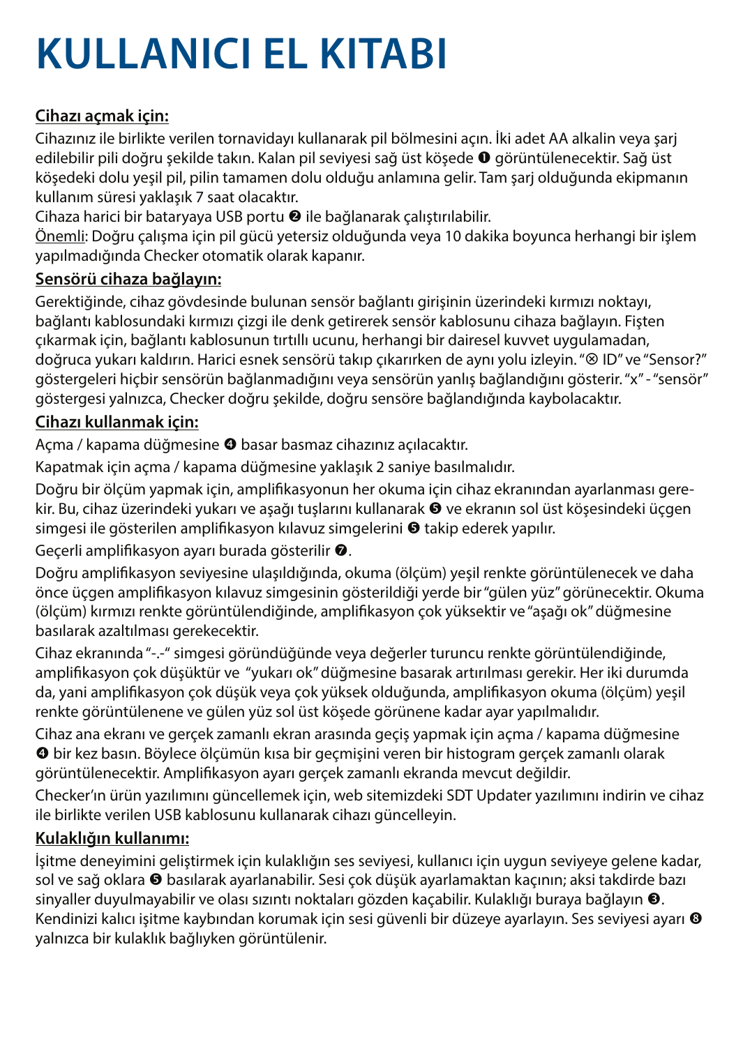# KULLANICI EL KITABI

**Cihazı açmak için:**

Cihazınız ile birlikte verilen tornavidayı kullanarak pil bölmesini açın. İki adet AA alkalin veya şarj edilebilir pili doğru şekilde takın. Kalan pil seviyesi sağ üst köşede ❶ görüntülenecektir. Sağ üst köşedeki dolu yeşil pil, pilin tamamen dolu olduğu anlamına gelir. Tam şarj olduğunda ekipmanın kullanım süresi yaklaşık 7 saat olacaktır.

Cihaza harici bir bataryaya USB portu ❷ ile bağlanarak çalıştırılabilir.

Önemli: Doğru çalışma için pil gücü yetersiz olduğunda veya 10 dakika boyunca herhangi bir işlem yapılmadığında Checker otomatik olarak kapanır.

**Sensörü cihaza bağlayın:**

Gerektiğinde, cihaz gövdesinde bulunan sensör bağlantı girişinin üzerindeki kırmızı noktayı, bağlantı kablosundaki kırmızı çizgi ile denk getirerek sensör kablosunu cihaza bağlayın. Fişten çıkarmak için, bağlantı kablosunun tırtıllı ucunu, herhangi bir dairesel kuvvet uygulamadan, doğruca yukarı kaldırın. Harici esnek sensörü takıp çıkarırken de aynı yolu izleyin. "⊗ ID" ve "Sensor?" göstergeleri hiçbir sensörün bağlanmadığını veya sensörün yanlış bağlandığını gösterir. "x" - "sensör" göstergesi yalnızca, Checker doğru şekilde, doğru sensöre bağlandığında kaybolacaktır.

**Cihazı kullanmak için:**

Açma / kapama düğmesine ❹ basar basmaz cihazınız açılacaktır.

Kapatmak için açma / kapama düğmesine yaklaşık 2 saniye basılmalıdır.

Doğru bir ölçüm yapmak için, amplifikasyonun her okuma için cihaz ekranından ayarlanması gerekir. Bu, cihaz üzerindeki yukarı ve aşağı tuşlarını kullanarak ❺ ve ekranın sol üst köşesindeki üçgen simgesi ile gösterilen amplifikasyon kılavuz simgelerini ❺ takip ederek yapılır.

Geçerli amplifikasyon ayarı burada gösterilir ❼.

Doğru amplifikasyon seviyesine ulaşıldığında, okuma (ölçüm) yeşil renkte görüntülenecek ve daha önce üçgen amplifikasyon kılavuz simgesinin gösterildiği yerde bir "gülen yüz" görünecektir. Okuma (ölçüm) kırmızı renkte görüntülendiğinde, amplifikasyon çok yüksektir ve "aşağı ok" düğmesine basılarak azaltılması gerekecektir.

Cihaz ekranında "-.-" simgesi göründüğünde veya değerler turuncu renkte görüntülendiğinde, amplifikasyon çok düşüktür ve "yukarı ok" düğmesine basarak artırılması gerekir. Her iki durumda da, yani amplifikasyon çok düşük veya çok yüksek olduğunda, amplifikasyon okuma (ölçüm) yeşil renkte görüntülenene ve gülen yüz sol üst köşede görünene kadar ayar yapılmalıdır.

Cihaz ana ekranı ve gerçek zamanlı ekran arasında geçiş yapmak için açma / kapama düğmesine ❹ bir kez basın. Böylece ölçümün kısa bir geçmişini veren bir histogram gerçek zamanlı olarak görüntülenecektir. Amplifikasyon ayarı gerçek zamanlı ekranda mevcut değildir.

Checker'ın ürün yazılımını güncellemek için, web sitemizdeki SDT Updater yazılımını indirin ve cihaz ile birlikte verilen USB kablosunu kullanarak cihazı güncelleyin.

**Kulaklığın kullanımı:**

İşitme deneyimini geliştirmek için kulaklığın ses seviyesi, kullanıcı için uygun seviyeye gelene kadar, sol ve sağ oklara ❺ basılarak ayarlanabilir. Sesi çok düşük ayarlamaktan kaçının; aksi takdirde bazı sinyaller duyulmayabilir ve olası sızıntı noktaları gözden kaçabilir. Kulaklığı buraya bağlayın ❸. Kendinizi kalıcı işitme kaybından korumak için sesi güvenli bir düzeye ayarlayın. Ses seviyesi ayarı ❽ yalnızca bir kulaklık bağlıyken görüntülenir.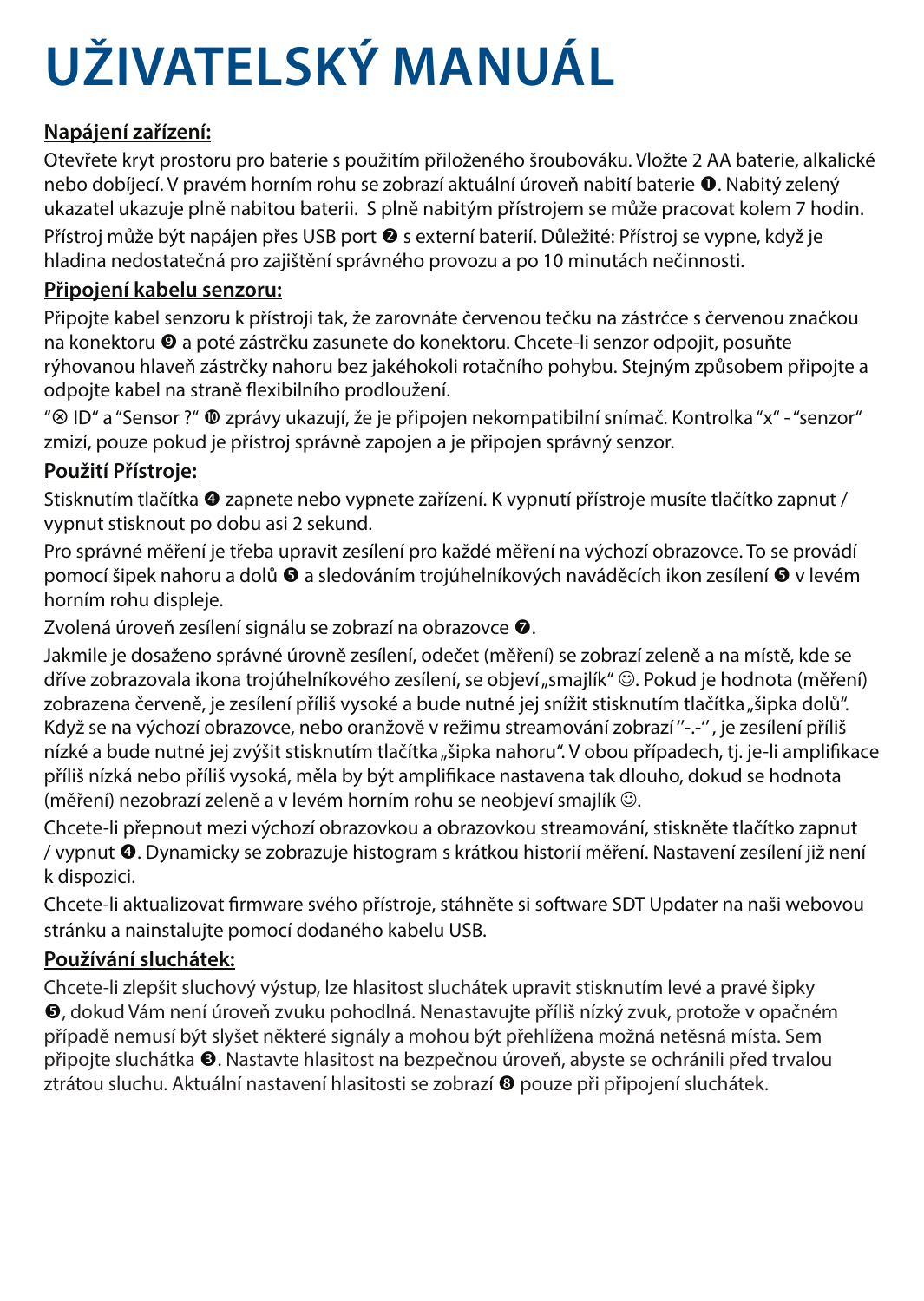# UŽIVATELSKÝ MANUÁL

**Napájení zařízení:**

Otevřete kryt prostoru pro baterie s použitím přiloženého šroubováku. Vložte 2 AA baterie, alkalické nebo dobíjecí. V pravém horním rohu se zobrazí aktuální úroveň nabití baterie ❶. Nabitý zelený ukazatel ukazuje plně nabitou baterii. S plně nabitým přístrojem se může pracovat kolem 7 hodin. Přístroj může být napájen přes USB port ❷ s externí baterií. Důležité: Přístroj se vypne, když je hladina nedostatečná pro zajištění správného provozu a po 10 minutách nečinnosti.

**Připojení kabelu senzoru:**

Připojte kabel senzoru k přístroji tak, že zarovnáte červenou tečku na zástrčce s červenou značkou na konektoru ❾ a poté zástrčku zasunete do konektoru. Chcete-li senzor odpojit, posuňte rýhovanou hlaveň zástrčky nahoru bez jakéhokoli rotačního pohybu. Stejným způsobem připojte a odpojte kabel na straně flexibilního prodloužení.

"⊗ ID" a "Sensor ?" ❿ zprávy ukazují, že je připojen nekompatibilní snímač. Kontrolka "x" - "senzor" zmizí, pouze pokud je přístroj správně zapojen a je připojen správný senzor.

**Použití Přístroje:**

Stisknutím tlačítka ❹ zapnete nebo vypnete zařízení. K vypnutí přístroje musíte tlačítko zapnut / vypnut stisknout po dobu asi 2 sekund.

Pro správné měření je třeba upravit zesílení pro každé měření na výchozí obrazovce. To se provádí pomocí šipek nahoru a dolů ❺ a sledováním trojúhelníkových naváděcích ikon zesílení ❺ v levém horním rohu displeje.

Zvolená úroveň zesílení signálu se zobrazí na obrazovce ❼.

Jakmile je dosaženo správné úrovně zesílení, odečet (měření) se zobrazí zeleně a na místě, kde se dříve zobrazovala ikona trojúhelníkového zesílení, se objeví „smajlík" ☺. Pokud je hodnota (měření) zobrazena červeně, je zesílení příliš vysoké a bude nutné jej snížit stisknutím tlačítka „šipka dolů". Když se na výchozí obrazovce, nebo oranžově v režimu streamování zobrazí "-.-", je zesílení příliš nízké a bude nutné jej zvýšit stisknutím tlačítka „šipka nahoru". V obou případech, tj. je-li amplifikace příliš nízká nebo příliš vysoká, měla by být amplifikace nastavena tak dlouho, dokud se hodnota (měření) nezobrazí zeleně a v levém horním rohu se neobjeví smajlík ☺.

Chcete-li přepnout mezi výchozí obrazovkou a obrazovkou streamování, stiskněte tlačítko zapnut / vypnut ❹. Dynamicky se zobrazuje histogram s krátkou historií měření. Nastavení zesílení již není k dispozici.

Chcete-li aktualizovat firmware svého přístroje, stáhněte si software SDT Updater na naši webovou stránku a nainstalujte pomocí dodaného kabelu USB.

**Používání sluchátek:**

Chcete-li zlepšit sluchový výstup, lze hlasitost sluchátek upravit stisknutím levé a pravé šipky ❺, dokud Vám není úroveň zvuku pohodlná. Nenastavujte příliš nízký zvuk, protože v opačném případě nemusí být slyšet některé signály a mohou být přehlížena možná netěsná místa. Sem připojte sluchátka ❸. Nastavte hlasitost na bezpečnou úroveň, abyste se ochránili před trvalou ztrátou sluchu. Aktuální nastavení hlasitosti se zobrazí ❽ pouze při připojení sluchátek.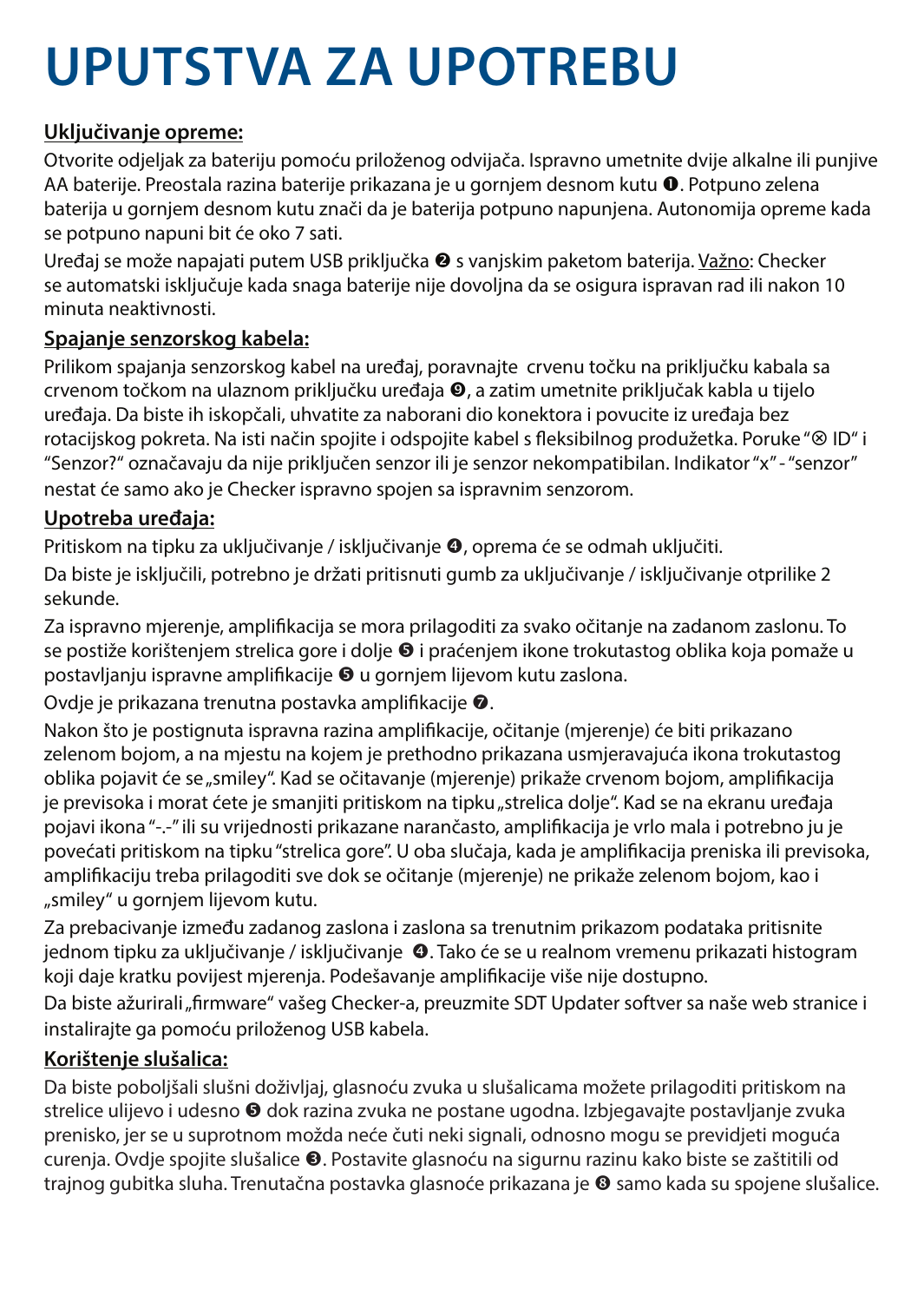# UPUTSTVA ZA UPOTREBU

**Uključivanje opreme:**

Otvorite odjeljak za bateriju pomoću priloženog odvijača. Ispravno umetnite dvije alkalne ili punjive AA baterije. Preostala razina baterije prikazana je u gornjem desnom kutu ❶. Potpuno zelena baterija u gornjem desnom kutu znači da je baterija potpuno napunjena. Autonomija opreme kada se potpuno napuni bit će oko 7 sati.

Uređaj se može napajati putem USB priključka ❷ s vanjskim paketom baterija. Važno: Checker se automatski isključuje kada snaga baterije nije dovoljna da se osigura ispravan rad ili nakon 10 minuta neaktivnosti.

**Spajanje senzorskog kabela:**

Prilikom spajanja senzorskog kabel na uređaj, poravnajte crvenu točku na priključku kabala sa crvenom točkom na ulaznom priključku uređaja ❾, a zatim umetnite priključak kabla u tijelo uređaja. Da biste ih iskopčali, uhvatite za naborani dio konektora i povucite iz uređaja bez rotacijskog pokreta. Na isti način spojite i odspojite kabel s fleksibilnog produžetka. Poruke "⊗ ID" i "Senzor?" označavaju da nije priključen senzor ili je senzor nekompatibilan. Indikator "x" - "senzor" nestat će samo ako je Checker ispravno spojen sa ispravnim senzorom.

**Upotreba uređaja:**

Pritiskom na tipku za uključivanje / isključivanje ❹, oprema će se odmah uključiti.

Da biste je isključili, potrebno je držati pritisnuti gumb za uključivanje / isključivanje otprilike 2 sekunde.

Za ispravno mjerenje, amplifikacija se mora prilagoditi za svako očitanje na zadanom zaslonu. To se postiže korištenjem strelica gore i dolje ❺ i praćenjem ikone trokutastog oblika koja pomaže u postavljanju ispravne amplifikacije ❺ u gornjem lijevom kutu zaslona.

Ovdje je prikazana trenutna postavka amplifikacije ❼.

Nakon što je postignuta ispravna razina amplifikacije, očitanje (mjerenje) će biti prikazano zelenom bojom, a na mjestu na kojem je prethodno prikazana usmjeravajuća ikona trokutastog oblika pojavit će se „smiley". Kad se očitavanje (mjerenje) prikaže crvenom bojom, amplifikacija je previsoka i morat ćete je smanjiti pritiskom na tipku „strelica dolje". Kad se na ekranu uređaja pojavi ikona "-.-" ili su vrijednosti prikazane narančasto, amplifikacija je vrlo mala i potrebno ju je povećati pritiskom na tipku "strelica gore". U oba slučaja, kada je amplifikacija preniska ili previsoka, amplifikaciju treba prilagoditi sve dok se očitanje (mjerenje) ne prikaže zelenom bojom, kao i „smiley" u gornjem lijevom kutu.

Za prebacivanje između zadanog zaslona i zaslona sa trenutnim prikazom podataka pritisnite jednom tipku za uključivanje / isključivanje ❹. Tako će se u realnom vremenu prikazati histogram koji daje kratku povijest mjerenja. Podešavanje amplifikacije više nije dostupno.

Da biste ažurirali „firmware" vašeg Checker-a, preuzmite SDT Updater softver sa naše web stranice i instalirajte ga pomoću priloženog USB kabela.

**Korištenje slušalica:**

Da biste poboljšali slušni doživljaj, glasnoću zvuka u slušalicama možete prilagoditi pritiskom na strelice ulijevo i udesno ❺ dok razina zvuka ne postane ugodna. Izbjegavajte postavljanje zvuka prenisko, jer se u suprotnom možda neće čuti neki signali, odnosno mogu se previdjeti moguća curenja. Ovdje spojite slušalice ❸. Postavite glasnoću na sigurnu razinu kako biste se zaštitili od trajnog gubitka sluha. Trenutačna postavka glasnoće prikazana je ❽ samo kada su spojene slušalice.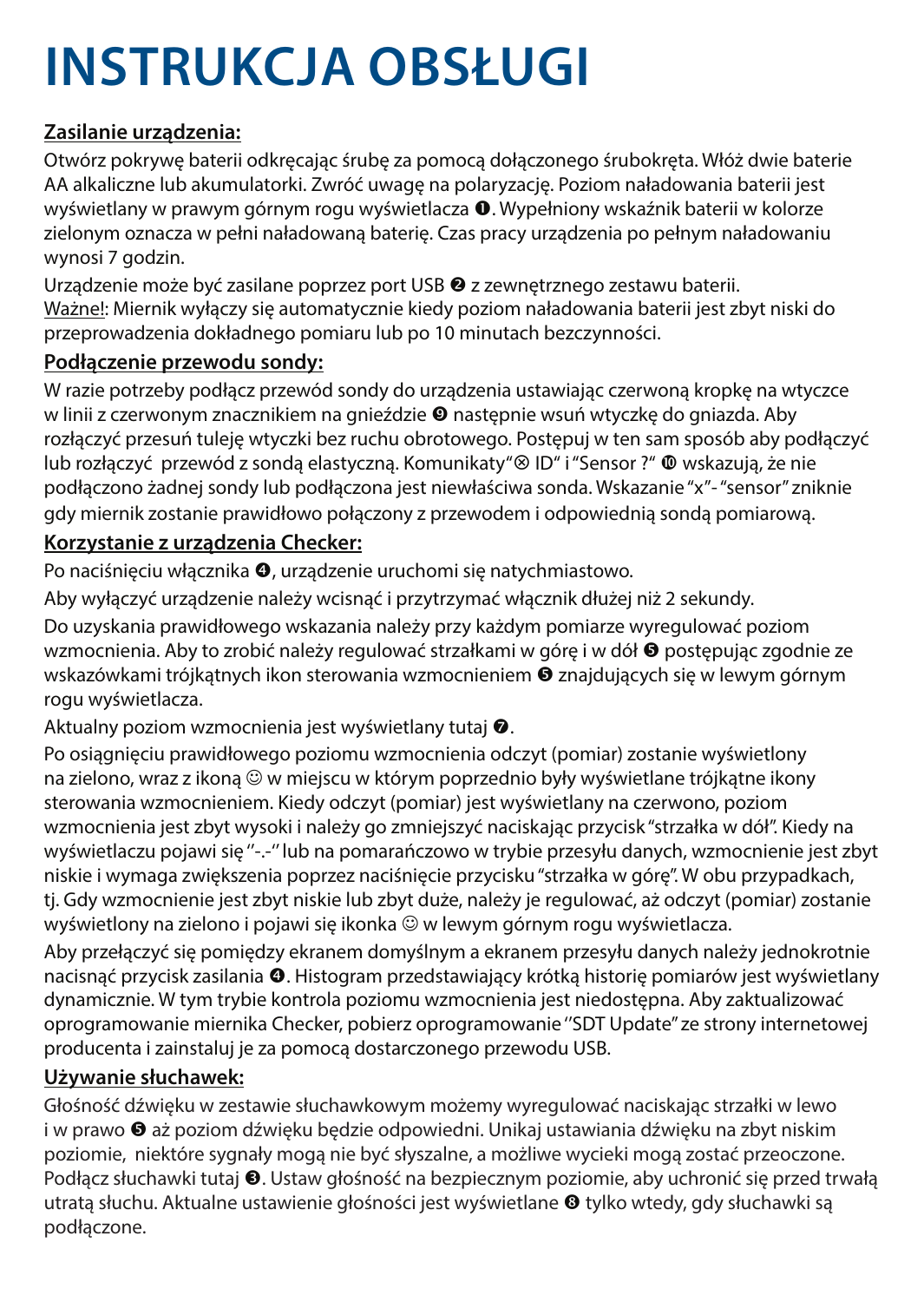# INSTRUKCJA OBSŁUGI

**Zasilanie urządzenia:**

Otwórz pokrywę baterii odkręcając śrubę za pomocą dołączonego śrubokręta. Włóż dwie baterie AA alkaliczne lub akumulatorki. Zwróć uwagę na polaryzację. Poziom naładowania baterii jest wyświetlany w prawym górnym rogu wyświetlacza ❶. Wypełniony wskaźnik baterii w kolorze zielonym oznacza w pełni naładowaną baterię. Czas pracy urządzenia po pełnym naładowaniu wynosi 7 godzin.

Urządzenie może być zasilane poprzez port USB ❷ z zewnętrznego zestawu baterii.
Ważne!: Miernik wyłączy się automatycznie kiedy poziom naładowania baterii jest zbyt niski do przeprowadzenia dokładnego pomiaru lub po 10 minutach bezczynności.

**Podłączenie przewodu sondy:**

W razie potrzeby podłącz przewód sondy do urządzenia ustawiając czerwoną kropkę na wtyczce w linii z czerwonym znacznikiem na gnieździe ❾ następnie wsuń wtyczkę do gniazda. Aby rozłączyć przesuń tuleję wtyczki bez ruchu obrotowego. Postępuj w ten sam sposób aby podłączyć lub rozłączyć przewód z sondą elastyczną. Komunikaty "⊗ ID" i "Sensor ?" ❿ wskazują, że nie podłączono żadnej sondy lub podłączona jest niewłaściwa sonda. Wskazanie "x"- "sensor" zniknie gdy miernik zostanie prawidłowo połączony z przewodem i odpowiednią sondą pomiarową.

**Korzystanie z urządzenia Checker:**

Po naciśnięciu włącznika ❹, urządzenie uruchomi się natychmiastowo.

Aby wyłączyć urządzenie należy wcisnąć i przytrzymać włącznik dłużej niż 2 sekundy.

Do uzyskania prawidłowego wskazania należy przy każdym pomiarze wyregulować poziom wzmocnienia. Aby to zrobić należy regulować strzałkami w górę i w dół ❺ postępując zgodnie ze wskazówkami trójkątnych ikon sterowania wzmocnieniem ❻ znajdujących się w lewym górnym rogu wyświetlacza.

Aktualny poziom wzmocnienia jest wyświetlany tutaj ❼.

Po osiągnięciu prawidłowego poziomu wzmocnienia odczyt (pomiar) zostanie wyświetlony na zielono, wraz z ikoną ☺ w miejscu w którym poprzednio były wyświetlane trójkątne ikony sterowania wzmocnieniem. Kiedy odczyt (pomiar) jest wyświetlany na czerwono, poziom wzmocnienia jest zbyt wysoki i należy go zmniejszyć naciskając przycisk "strzałka w dół". Kiedy na wyświetlaczu pojawi się "-.-" lub na pomarańczowo w trybie przesyłu danych, wzmocnienie jest zbyt niskie i wymaga zwiększenia poprzez naciśnięcie przycisku "strzałka w górę". W obu przypadkach, tj. Gdy wzmocnienie jest zbyt niskie lub zbyt duże, należy je regulować, aż odczyt (pomiar) zostanie wyświetlony na zielono i pojawi się ikonka ☺ w lewym górnym rogu wyświetlacza.

Aby przełączyć się pomiędzy ekranem domyślnym a ekranem przesyłu danych należy jednokrotnie nacisnąć przycisk zasilania ❹. Histogram przedstawiający krótką historię pomiarów jest wyświetlany dynamicznie. W tym trybie kontrola poziomu wzmocnienia jest niedostępna. Aby zaktualizować oprogramowanie miernika Checker, pobierz oprogramowanie "SDT Update" ze strony internetowej producenta i zainstaluj je za pomocą dostarczonego przewodu USB.

**Używanie słuchawek:**

Głośność dźwięku w zestawie słuchawkowym możemy wyregulować naciskając strzałki w lewo i w prawo ❺ aż poziom dźwięku będzie odpowiedni. Unikaj ustawiania dźwięku na zbyt niskim poziomie, niektóre sygnały mogą nie być słyszalne, a możliwe wycieki mogą zostać przeoczone. Podłącz słuchawki tutaj ❸. Ustaw głośność na bezpiecznym poziomie, aby uchronić się przed trwałą utratą słuchu. Aktualne ustawienie głośności jest wyświetlane ❽ tylko wtedy, gdy słuchawki są podłączone.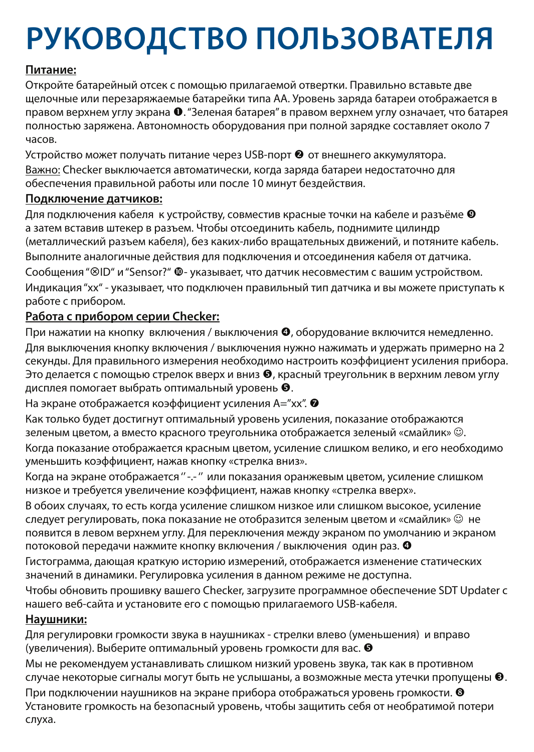# РУКОВОДСТВО ПОЛЬЗОВАТЕЛЯ

**Питание:**

Откройте батарейный отсек с помощью прилагаемой отвертки. Правильно вставьте две щелочные или перезаряжаемые батарейки типа АА. Уровень заряда батареи отображается в правом верхнем углу экрана ❶. "Зеленая батарея" в правом верхнем углу означает, что батарея полностью заряжена. Автономность оборудования при полной зарядке составляет около 7 часов.

Устройство может получать питание через USB-порт ❷ от внешнего аккумулятора.

Важно: Checker выключается автоматически, когда заряда батареи недостаточно для обеспечения правильной работы или после 10 минут бездействия.

**Подключение датчиков:**

Для подключения кабеля к устройству, совместив красные точки на кабеле и разъёме ❾ а затем вставив штекер в разъем. Чтобы отсоединить кабель, поднимите цилиндр (металлический разъем кабеля), без каких-либо вращательных движений, и потяните кабель.

Выполните аналогичные действия для подключения и отсоединения кабеля от датчика.

Сообщения "⊗ID" и "Sensor?" ❿- указывает, что датчик несовместим с вашим устройством.

Индикация "xx" - указывает, что подключен правильный тип датчика и вы можете приступать к работе с прибором.

**Работа с прибором серии Checker:**

При нажатии на кнопку включения / выключения ❹, оборудование включится немедленно.

Для выключения кнопку включения / выключения нужно нажимать и удержать примерно на 2 секунды. Для правильного измерения необходимо настроить коэффициент усиления прибора. Это делается с помощью стрелок вверх и вниз ❺, красный треугольник в верхним левом углу дисплея помогает выбрать оптимальный уровень ❺.

На экране отображается коэффициент усиления A="xx". ❼

Как только будет достигнут оптимальный уровень усиления, показание отображаются зеленым цветом, а вместо красного треугольника отображается зеленый «смайлик» ☺.

Когда показание отображается красным цветом, усиление слишком велико, и его необходимо уменьшить коэффициент, нажав кнопку «стрелка вниз».

Когда на экране отображается " -.- " или показания оранжевым цветом, усиление слишком низкое и требуется увеличение коэффициент, нажав кнопку «стрелка вверх».

В обоих случаях, то есть когда усиление слишком низкое или слишком высокое, усиление следует регулировать, пока показание не отобразится зеленым цветом и «смайлик» ☺ не появится в левом верхнем углу. Для переключения между экраном по умолчанию и экраном потоковой передачи нажмите кнопку включения / выключения один раз. ❹

Гистограмма, дающая краткую историю измерений, отображается изменение статических значений в динамики. Регулировка усиления в данном режиме не доступна.

Чтобы обновить прошивку вашего Checker, загрузите программное обеспечение SDT Updater с нашего веб-сайта и установите его с помощью прилагаемого USB-кабеля.

**Наушники:**

Для регулировки громкости звука в наушниках - стрелки влево (уменьшения) и вправо (увеличения). Выберите оптимальный уровень громкости для вас. ❺

Мы не рекомендуем устанавливать слишком низкий уровень звука, так как в противном случае некоторые сигналы могут быть не услышаны, а возможные места утечки пропущены ❸.

При подключении наушников на экране прибора отображаться уровень громкости. ❽

Установите громкость на безопасный уровень, чтобы защитить себя от необратимой потери слуха.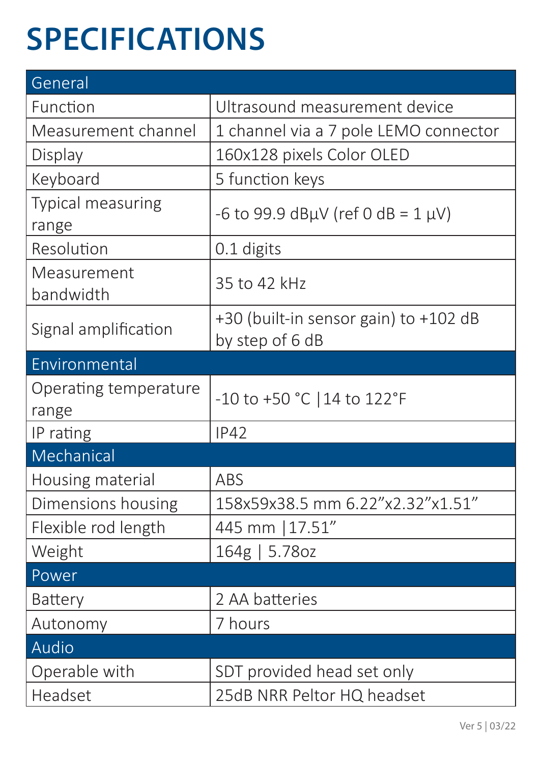# SPECIFICATIONS

| General | |
|---|---|
| Function | Ultrasound measurement device |
| Measurement channel | 1 channel via a 7 pole LEMO connector |
| Display | 160x128 pixels Color OLED |
| Keyboard | 5 function keys |
| Typical measuring range | -6 to 99.9 dBµV (ref 0 dB = 1 µV) |
| Resolution | 0.1 digits |
| Measurement bandwidth | 35 to 42 kHz |
| Signal amplification | +30 (built-in sensor gain) to +102 dB by step of 6 dB |
| **Environmental** | |
| Operating temperature range | -10 to +50 °C \|14 to 122°F |
| IP rating | IP42 |
| **Mechanical** | |
| Housing material | ABS |
| Dimensions housing | 158x59x38.5 mm 6.22”x2.32”x1.51” |
| Flexible rod length | 445 mm \|17.51” |
| Weight | 164g \| 5.78oz |
| **Power** | |
| Battery | 2 AA batteries |
| Autonomy | 7 hours |
| **Audio** | |
| Operable with | SDT provided head set only |
| Headset | 25dB NRR Peltor HQ headset |

Ver 5 | 03/22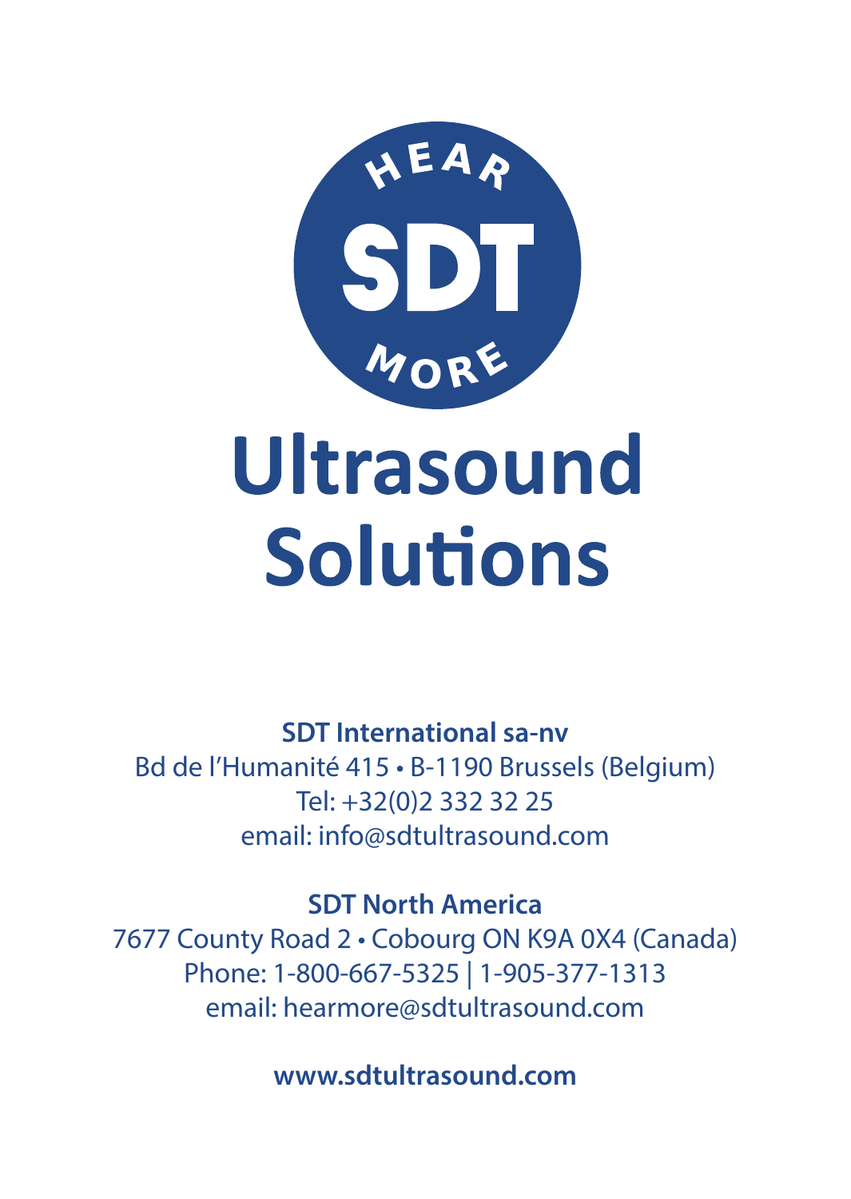HEAR SDT MORE

# Ultrasound Solutions

**SDT International sa-nv**
Bd de l'Humanité 415 • B-1190 Brussels (Belgium)
Tel: +32(0)2 332 32 25
email: info@sdtultrasound.com

**SDT North America**
7677 County Road 2 • Cobourg ON K9A 0X4 (Canada)
Phone: 1-800-667-5325 | 1-905-377-1313
email: hearmore@sdtultrasound.com

**www.sdtultrasound.com**